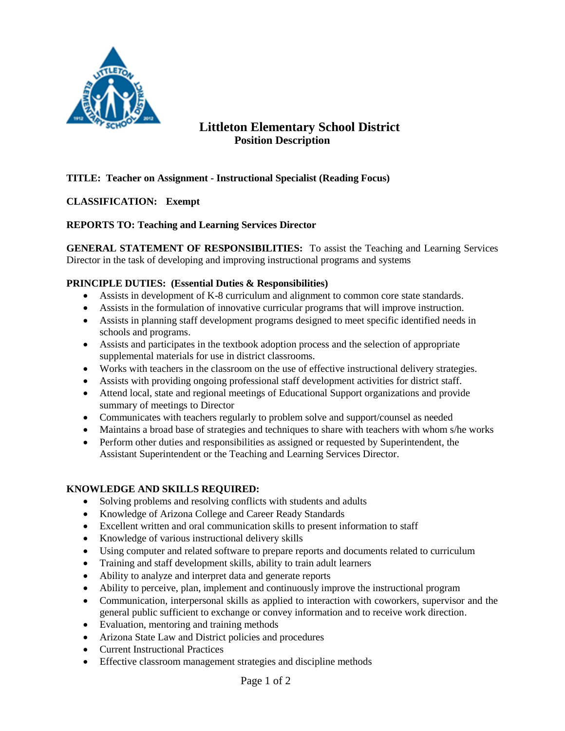# Littleton Elementary School District

## Position Description

**TITLE: Teacher on Assignment - Instructional Specialist (Reading Focus)**

**CLASSIFICATION: Exempt**

**REPORTS TO: Teaching and Learning Services Director**

**GENERAL STATEMENT OF RESPONSIBILITIES:** To assist the Teaching and Learning Services Director in the task of developing and improving instructional programs and systems

**PRINCIPLE DUTIES: (Essential Duties & Responsibilities)**

- Assists in development of K-8 curriculum and alignment to common core state standards.
- Assists in the formulation of innovative curricular programs that will improve instruction.
- Assists in planning staff development programs designed to meet specific identified needs in schools and programs.
- Assists and participates in the textbook adoption process and the selection of appropriate supplemental materials for use in district classrooms.
- Works with teachers in the classroom on the use of effective instructional delivery strategies.
- Assists with providing ongoing professional staff development activities for district staff.
- Attend local, state and regional meetings of Educational Support organizations and provide summary of meetings to Director
- Communicates with teachers regularly to problem solve and support/counsel as needed
- Maintains a broad base of strategies and techniques to share with teachers with whom s/he works
- Perform other duties and responsibilities as assigned or requested by Superintendent, the Assistant Superintendent or the Teaching and Learning Services Director.

**KNOWLEDGE AND SKILLS REQUIRED:**

- Solving problems and resolving conflicts with students and adults
- Knowledge of Arizona College and Career Ready Standards
- Excellent written and oral communication skills to present information to staff
- Knowledge of various instructional delivery skills
- Using computer and related software to prepare reports and documents related to curriculum
- Training and staff development skills, ability to train adult learners
- Ability to analyze and interpret data and generate reports
- Ability to perceive, plan, implement and continuously improve the instructional program
- Communication, interpersonal skills as applied to interaction with coworkers, supervisor and the general public sufficient to exchange or convey information and to receive work direction.
- Evaluation, mentoring and training methods
- Arizona State Law and District policies and procedures
- Current Instructional Practices
- Effective classroom management strategies and discipline methods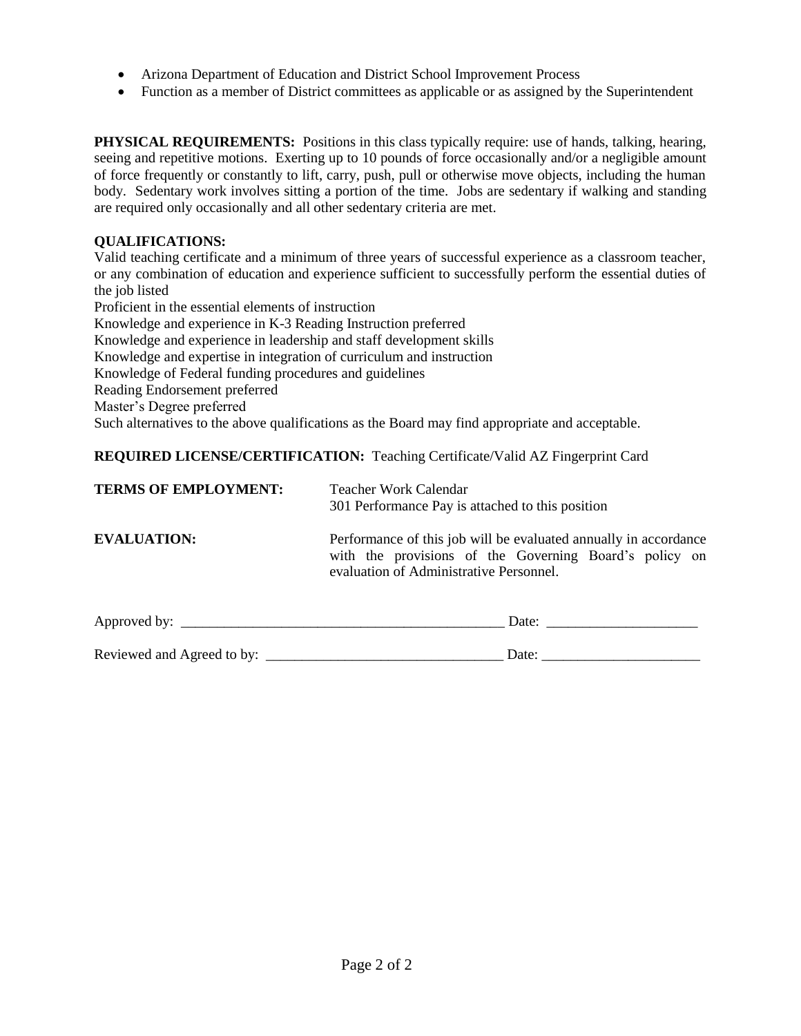- Arizona Department of Education and District School Improvement Process
- Function as a member of District committees as applicable or as assigned by the Superintendent

**PHYSICAL REQUIREMENTS:** Positions in this class typically require: use of hands, talking, hearing, seeing and repetitive motions. Exerting up to 10 pounds of force occasionally and/or a negligible amount of force frequently or constantly to lift, carry, push, pull or otherwise move objects, including the human body. Sedentary work involves sitting a portion of the time. Jobs are sedentary if walking and standing are required only occasionally and all other sedentary criteria are met.

**QUALIFICATIONS:**

Valid teaching certificate and a minimum of three years of successful experience as a classroom teacher, or any combination of education and experience sufficient to successfully perform the essential duties of the job listed

Proficient in the essential elements of instruction

Knowledge and experience in K-3 Reading Instruction preferred

Knowledge and experience in leadership and staff development skills

Knowledge and expertise in integration of curriculum and instruction

Knowledge of Federal funding procedures and guidelines

Reading Endorsement preferred

Master's Degree preferred

Such alternatives to the above qualifications as the Board may find appropriate and acceptable.

**REQUIRED LICENSE/CERTIFICATION:** Teaching Certificate/Valid AZ Fingerprint Card

**TERMS OF EMPLOYMENT:** Teacher Work Calendar
301 Performance Pay is attached to this position

**EVALUATION:** Performance of this job will be evaluated annually in accordance with the provisions of the Governing Board's policy on evaluation of Administrative Personnel.

Approved by: _____________________________________________ Date: ____________________

Reviewed and Agreed to by: _________________________________ Date: _____________________